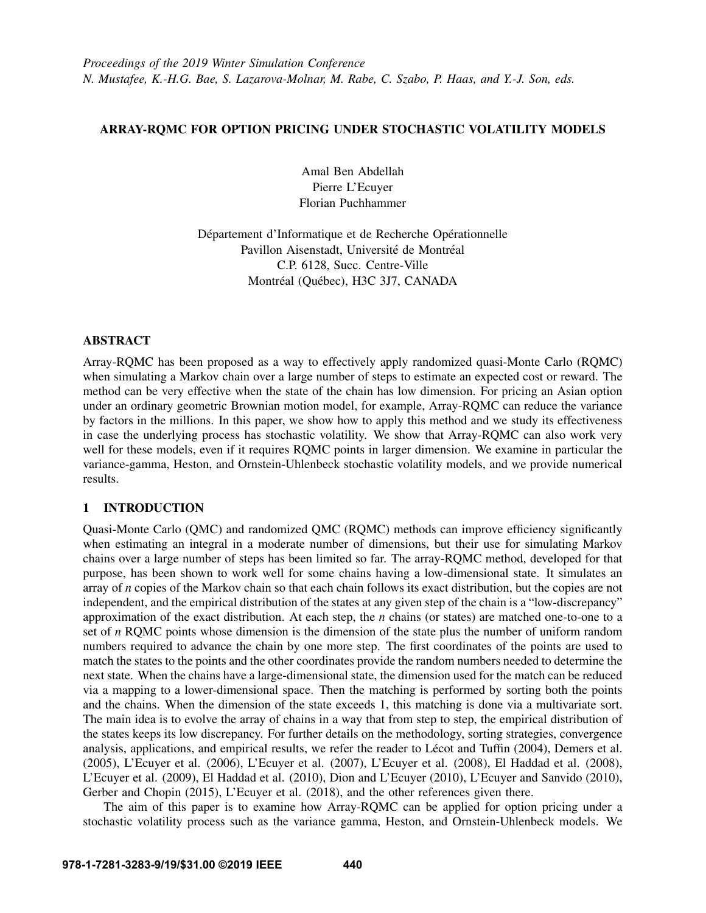*Proceedings of the 2019 Winter Simulation Conference*
*N. Mustafee, K.-H.G. Bae, S. Lazarova-Molnar, M. Rabe, C. Szabo, P. Haas, and Y.-J. Son, eds.*

# ARRAY-RQMC FOR OPTION PRICING UNDER STOCHASTIC VOLATILITY MODELS

Amal Ben Abdellah
Pierre L'Ecuyer
Florian Puchhammer

Département d'Informatique et de Recherche Opérationnelle
Pavillon Aisenstadt, Université de Montréal
C.P. 6128, Succ. Centre-Ville
Montréal (Québec), H3C 3J7, CANADA

## ABSTRACT

Array-RQMC has been proposed as a way to effectively apply randomized quasi-Monte Carlo (RQMC) when simulating a Markov chain over a large number of steps to estimate an expected cost or reward. The method can be very effective when the state of the chain has low dimension. For pricing an Asian option under an ordinary geometric Brownian motion model, for example, Array-RQMC can reduce the variance by factors in the millions. In this paper, we show how to apply this method and we study its effectiveness in case the underlying process has stochastic volatility. We show that Array-RQMC can also work very well for these models, even if it requires RQMC points in larger dimension. We examine in particular the variance-gamma, Heston, and Ornstein-Uhlenbeck stochastic volatility models, and we provide numerical results.

## 1 INTRODUCTION

Quasi-Monte Carlo (QMC) and randomized QMC (RQMC) methods can improve efficiency significantly when estimating an integral in a moderate number of dimensions, but their use for simulating Markov chains over a large number of steps has been limited so far. The array-RQMC method, developed for that purpose, has been shown to work well for some chains having a low-dimensional state. It simulates an array of $n$ copies of the Markov chain so that each chain follows its exact distribution, but the copies are not independent, and the empirical distribution of the states at any given step of the chain is a "low-discrepancy" approximation of the exact distribution. At each step, the $n$ chains (or states) are matched one-to-one to a set of $n$ RQMC points whose dimension is the dimension of the state plus the number of uniform random numbers required to advance the chain by one more step. The first coordinates of the points are used to match the states to the points and the other coordinates provide the random numbers needed to determine the next state. When the chains have a large-dimensional state, the dimension used for the match can be reduced via a mapping to a lower-dimensional space. Then the matching is performed by sorting both the points and the chains. When the dimension of the state exceeds 1, this matching is done via a multivariate sort. The main idea is to evolve the array of chains in a way that from step to step, the empirical distribution of the states keeps its low discrepancy. For further details on the methodology, sorting strategies, convergence analysis, applications, and empirical results, we refer the reader to Lécot and Tuffin (2004), Demers et al. (2005), L'Ecuyer et al. (2006), L'Ecuyer et al. (2007), L'Ecuyer et al. (2008), El Haddad et al. (2008), L'Ecuyer et al. (2009), El Haddad et al. (2010), Dion and L'Ecuyer (2010), L'Ecuyer and Sanvido (2010), Gerber and Chopin (2015), L'Ecuyer et al. (2018), and the other references given there.

The aim of this paper is to examine how Array-RQMC can be applied for option pricing under a stochastic volatility process such as the variance gamma, Heston, and Ornstein-Uhlenbeck models. We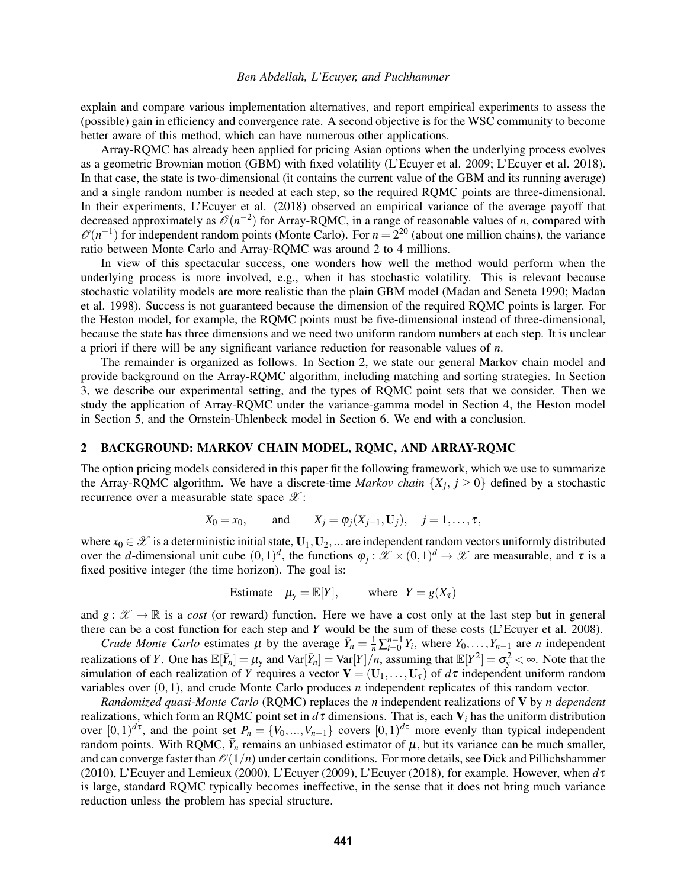explain and compare various implementation alternatives, and report empirical experiments to assess the (possible) gain in efficiency and convergence rate. A second objective is for the WSC community to become better aware of this method, which can have numerous other applications.

Array-RQMC has already been applied for pricing Asian options when the underlying process evolves as a geometric Brownian motion (GBM) with fixed volatility (L'Ecuyer et al. 2009; L'Ecuyer et al. 2018). In that case, the state is two-dimensional (it contains the current value of the GBM and its running average) and a single random number is needed at each step, so the required RQMC points are three-dimensional. In their experiments, L'Ecuyer et al. (2018) observed an empirical variance of the average payoff that decreased approximately as $\mathcal{O}(n^{-2})$ for Array-RQMC, in a range of reasonable values of $n$, compared with $\mathcal{O}(n^{-1})$ for independent random points (Monte Carlo). For $n = 2^{20}$ (about one million chains), the variance ratio between Monte Carlo and Array-RQMC was around 2 to 4 millions.

In view of this spectacular success, one wonders how well the method would perform when the underlying process is more involved, e.g., when it has stochastic volatility. This is relevant because stochastic volatility models are more realistic than the plain GBM model (Madan and Seneta 1990; Madan et al. 1998). Success is not guaranteed because the dimension of the required RQMC points is larger. For the Heston model, for example, the RQMC points must be five-dimensional instead of three-dimensional, because the state has three dimensions and we need two uniform random numbers at each step. It is unclear a priori if there will be any significant variance reduction for reasonable values of $n$.

The remainder is organized as follows. In Section 2, we state our general Markov chain model and provide background on the Array-RQMC algorithm, including matching and sorting strategies. In Section 3, we describe our experimental setting, and the types of RQMC point sets that we consider. Then we study the application of Array-RQMC under the variance-gamma model in Section 4, the Heston model in Section 5, and the Ornstein-Uhlenbeck model in Section 6. We end with a conclusion.

## 2 BACKGROUND: MARKOV CHAIN MODEL, RQMC, AND ARRAY-RQMC

The option pricing models considered in this paper fit the following framework, which we use to summarize the Array-RQMC algorithm. We have a discrete-time *Markov chain* $\{X_j, j \geq 0\}$ defined by a stochastic recurrence over a measurable state space $\mathcal{X}$:

$$X_0 = x_0, \qquad \text{and} \qquad X_j = \varphi_j(X_{j-1}, \mathbf{U}_j), \quad j = 1, \ldots, \tau,$$

where $x_0 \in \mathcal{X}$ is a deterministic initial state, $\mathbf{U}_1, \mathbf{U}_2, \ldots$ are independent random vectors uniformly distributed over the $d$-dimensional unit cube $(0,1)^d$, the functions $\varphi_j : \mathcal{X} \times (0,1)^d \to \mathcal{X}$ are measurable, and $\tau$ is a fixed positive integer (the time horizon). The goal is:

$$\text{Estimate} \quad \mu_{\text{y}} = \mathbb{E}[Y], \qquad \text{where} \quad Y = g(X_\tau)$$

and $g : \mathcal{X} \to \mathbb{R}$ is a *cost* (or reward) function. Here we have a cost only at the last step but in general there can be a cost function for each step and $Y$ would be the sum of these costs (L'Ecuyer et al. 2008).

*Crude Monte Carlo* estimates $\mu$ by the average $\bar{Y}_n = \frac{1}{n}\sum_{i=0}^{n-1} Y_i$, where $Y_0, \ldots, Y_{n-1}$ are $n$ independent realizations of $Y$. One has $\mathbb{E}[\bar{Y}_n] = \mu_{\text{y}}$ and $\text{Var}[\bar{Y}_n] = \text{Var}[Y]/n$, assuming that $\mathbb{E}[Y^2] = \sigma_{\text{y}}^2 < \infty$. Note that the simulation of each realization of $Y$ requires a vector $\mathbf{V} = (\mathbf{U}_1, \ldots, \mathbf{U}_\tau)$ of $d\tau$ independent uniform random variables over $(0,1)$, and crude Monte Carlo produces $n$ independent replicates of this random vector.

*Randomized quasi-Monte Carlo* (RQMC) replaces the $n$ independent realizations of $\mathbf{V}$ by *n dependent* realizations, which form an RQMC point set in $d\tau$ dimensions. That is, each $\mathbf{V}_i$ has the uniform distribution over $[0,1)^{d\tau}$, and the point set $P_n = \{V_0, \ldots, V_{n-1}\}$ covers $[0,1)^{d\tau}$ more evenly than typical independent random points. With RQMC, $\bar{Y}_n$ remains an unbiased estimator of $\mu$, but its variance can be much smaller, and can converge faster than $\mathcal{O}(1/n)$ under certain conditions. For more details, see Dick and Pillichshammer (2010), L'Ecuyer and Lemieux (2000), L'Ecuyer (2009), L'Ecuyer (2018), for example. However, when $d\tau$ is large, standard RQMC typically becomes ineffective, in the sense that it does not bring much variance reduction unless the problem has special structure.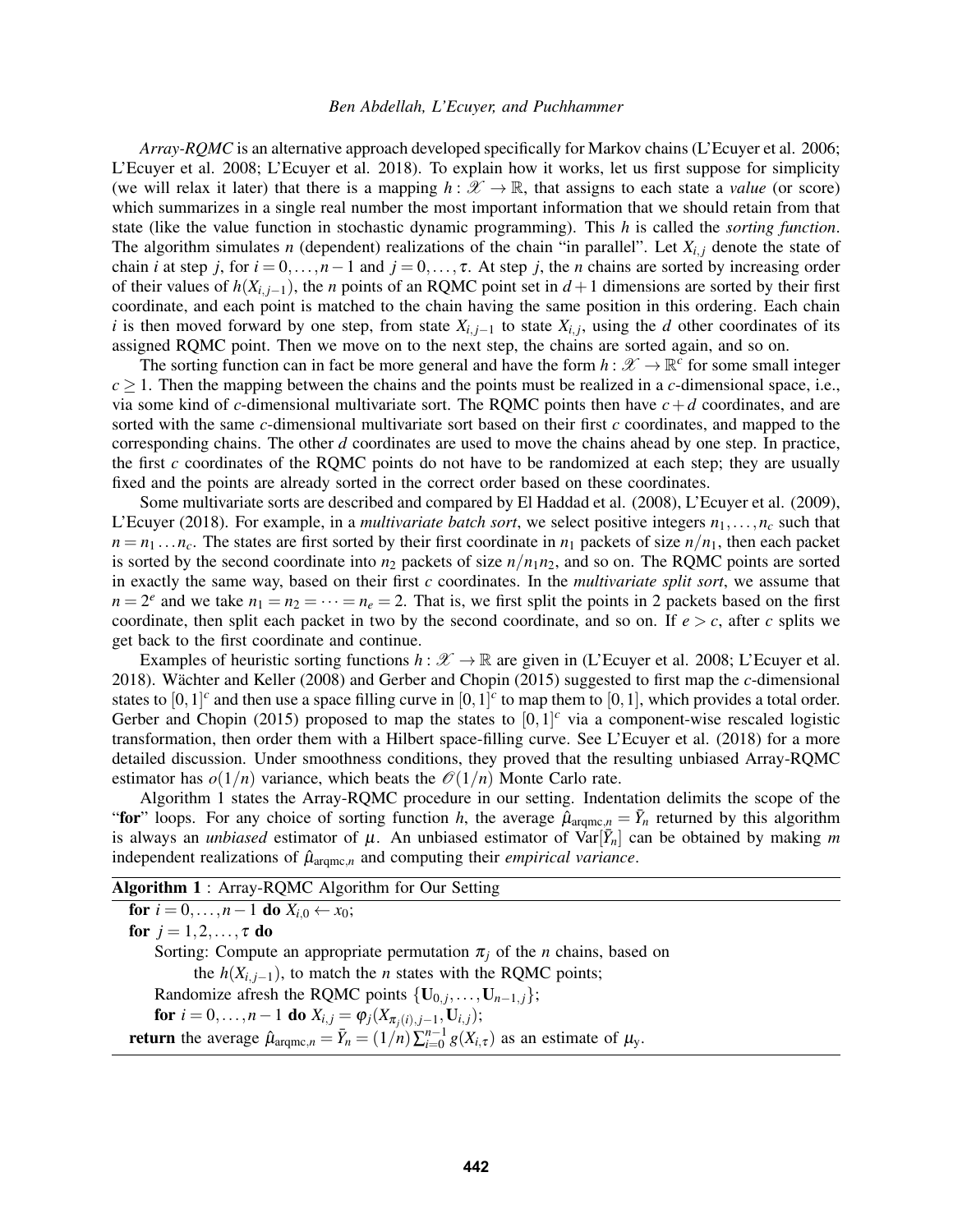*Array-RQMC* is an alternative approach developed specifically for Markov chains (L'Ecuyer et al. 2006; L'Ecuyer et al. 2008; L'Ecuyer et al. 2018). To explain how it works, let us first suppose for simplicity (we will relax it later) that there is a mapping $h : \mathscr{X} \to \mathbb{R}$, that assigns to each state a *value* (or score) which summarizes in a single real number the most important information that we should retain from that state (like the value function in stochastic dynamic programming). This $h$ is called the *sorting function*. The algorithm simulates $n$ (dependent) realizations of the chain "in parallel". Let $X_{i,j}$ denote the state of chain $i$ at step $j$, for $i = 0, \ldots, n-1$ and $j = 0, \ldots, \tau$. At step $j$, the $n$ chains are sorted by increasing order of their values of $h(X_{i,j-1})$, the $n$ points of an RQMC point set in $d+1$ dimensions are sorted by their first coordinate, and each point is matched to the chain having the same position in this ordering. Each chain $i$ is then moved forward by one step, from state $X_{i,j-1}$ to state $X_{i,j}$, using the $d$ other coordinates of its assigned RQMC point. Then we move on to the next step, the chains are sorted again, and so on.

The sorting function can in fact be more general and have the form $h : \mathscr{X} \to \mathbb{R}^c$ for some small integer $c \geq 1$. Then the mapping between the chains and the points must be realized in a $c$-dimensional space, i.e., via some kind of $c$-dimensional multivariate sort. The RQMC points then have $c+d$ coordinates, and are sorted with the same $c$-dimensional multivariate sort based on their first $c$ coordinates, and mapped to the corresponding chains. The other $d$ coordinates are used to move the chains ahead by one step. In practice, the first $c$ coordinates of the RQMC points do not have to be randomized at each step; they are usually fixed and the points are already sorted in the correct order based on these coordinates.

Some multivariate sorts are described and compared by El Haddad et al. (2008), L'Ecuyer et al. (2009), L'Ecuyer (2018). For example, in a *multivariate batch sort*, we select positive integers $n_1, \ldots, n_c$ such that $n = n_1 \ldots n_c$. The states are first sorted by their first coordinate in $n_1$ packets of size $n/n_1$, then each packet is sorted by the second coordinate into $n_2$ packets of size $n/n_1 n_2$, and so on. The RQMC points are sorted in exactly the same way, based on their first $c$ coordinates. In the *multivariate split sort*, we assume that $n = 2^e$ and we take $n_1 = n_2 = \cdots = n_e = 2$. That is, we first split the points in 2 packets based on the first coordinate, then split each packet in two by the second coordinate, and so on. If $e > c$, after $c$ splits we get back to the first coordinate and continue.

Examples of heuristic sorting functions $h : \mathscr{X} \to \mathbb{R}$ are given in (L'Ecuyer et al. 2008; L'Ecuyer et al. 2018). Wächter and Keller (2008) and Gerber and Chopin (2015) suggested to first map the $c$-dimensional states to $[0,1]^c$ and then use a space filling curve in $[0,1]^c$ to map them to $[0,1]$, which provides a total order. Gerber and Chopin (2015) proposed to map the states to $[0,1]^c$ via a component-wise rescaled logistic transformation, then order them with a Hilbert space-filling curve. See L'Ecuyer et al. (2018) for a more detailed discussion. Under smoothness conditions, they proved that the resulting unbiased Array-RQMC estimator has $o(1/n)$ variance, which beats the $\mathscr{O}(1/n)$ Monte Carlo rate.

Algorithm 1 states the Array-RQMC procedure in our setting. Indentation delimits the scope of the "**for**" loops. For any choice of sorting function $h$, the average $\hat{\mu}_{\mathrm{arqmc},n} = \bar{Y}_n$ returned by this algorithm is always an *unbiased* estimator of $\mu$. An unbiased estimator of $\mathrm{Var}[\bar{Y}_n]$ can be obtained by making $m$ independent realizations of $\hat{\mu}_{\mathrm{arqmc},n}$ and computing their *empirical variance*.

**Algorithm 1** : Array-RQMC Algorithm for Our Setting

```
for i = 0,...,n-1 do X_{i,0} <- x_0;
for j = 1,2,...,τ do
    Sorting: Compute an appropriate permutation π_j of the n chains, based on
        the h(X_{i,j-1}), to match the n states with the RQMC points;
    Randomize afresh the RQMC points {U_{0,j},...,U_{n-1,j}};
    for i = 0,...,n-1 do X_{i,j} = φ_j(X_{π_j(i),j-1}, U_{i,j});
return the average μ̂_{arqmc,n} = Ȳ_n = (1/n) Σ_{i=0}^{n-1} g(X_{i,τ}) as an estimate of μ_y.
```

In mathematical notation:

- **for** $i = 0, \ldots, n-1$ **do** $X_{i,0} \leftarrow x_0$;
- **for** $j = 1, 2, \ldots, \tau$ **do**
  - Sorting: Compute an appropriate permutation $\pi_j$ of the $n$ chains, based on the $h(X_{i,j-1})$, to match the $n$ states with the RQMC points;
  - Randomize afresh the RQMC points $\{\mathbf{U}_{0,j}, \ldots, \mathbf{U}_{n-1,j}\}$;
  - **for** $i = 0, \ldots, n-1$ **do** $X_{i,j} = \varphi_j(X_{\pi_j(i),j-1}, \mathbf{U}_{i,j})$;
- **return** the average $\hat{\mu}_{\mathrm{arqmc},n} = \bar{Y}_n = (1/n)\sum_{i=0}^{n-1} g(X_{i,\tau})$ as an estimate of $\mu_{\mathrm{y}}$.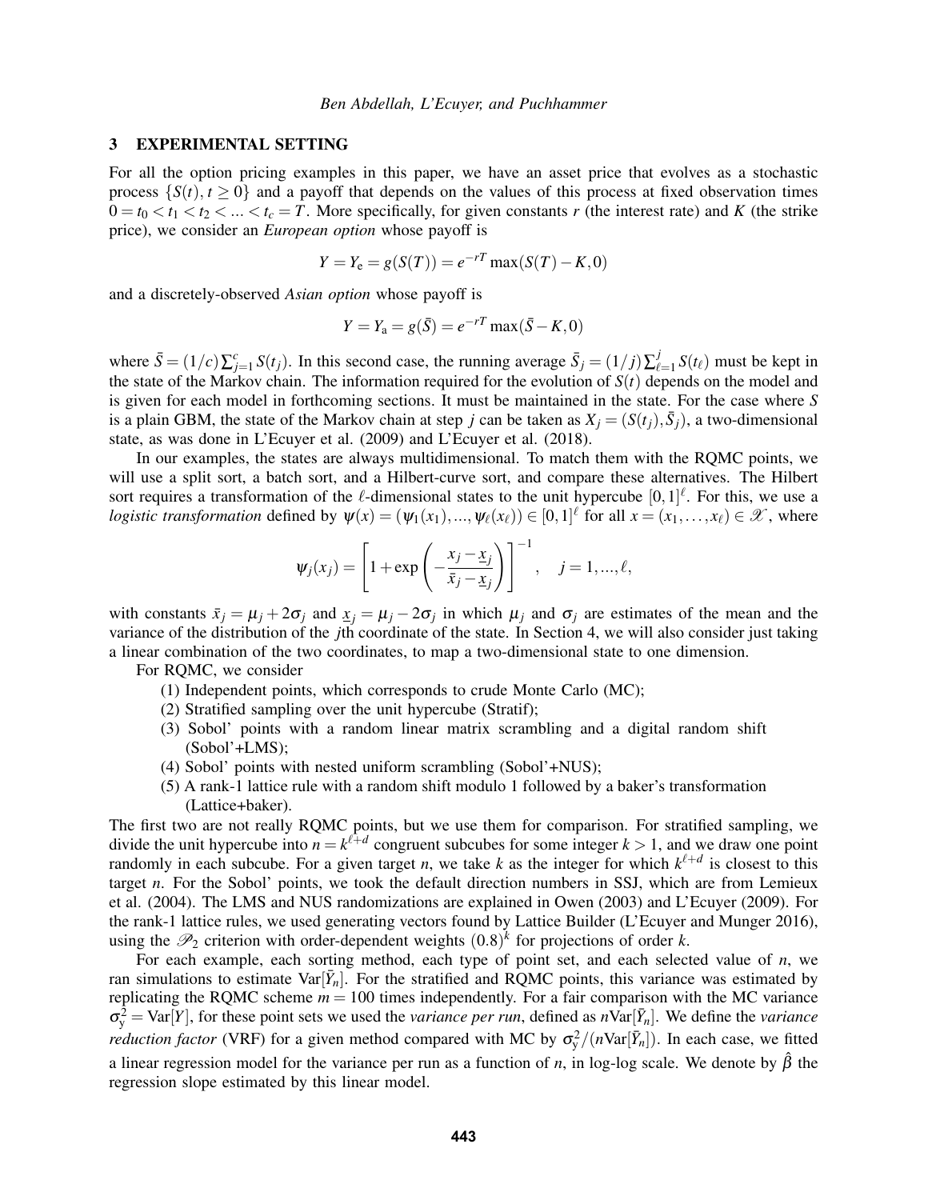## 3 EXPERIMENTAL SETTING

For all the option pricing examples in this paper, we have an asset price that evolves as a stochastic process $\{S(t), t \geq 0\}$ and a payoff that depends on the values of this process at fixed observation times $0 = t_0 < t_1 < t_2 < ... < t_c = T$. More specifically, for given constants $r$ (the interest rate) and $K$ (the strike price), we consider an *European option* whose payoff is

$$Y = Y_\mathrm{e} = g(S(T)) = e^{-rT}\max(S(T) - K, 0)$$

and a discretely-observed *Asian option* whose payoff is

$$Y = Y_\mathrm{a} = g(\bar{S}) = e^{-rT}\max(\bar{S} - K, 0)$$

where $\bar{S} = (1/c)\sum_{j=1}^{c} S(t_j)$. In this second case, the running average $\bar{S}_j = (1/j)\sum_{\ell=1}^{j} S(t_\ell)$ must be kept in the state of the Markov chain. The information required for the evolution of $S(t)$ depends on the model and is given for each model in forthcoming sections. It must be maintained in the state. For the case where $S$ is a plain GBM, the state of the Markov chain at step $j$ can be taken as $X_j = (S(t_j), \bar{S}_j)$, a two-dimensional state, as was done in L'Ecuyer et al. (2009) and L'Ecuyer et al. (2018).

In our examples, the states are always multidimensional. To match them with the RQMC points, we will use a split sort, a batch sort, and a Hilbert-curve sort, and compare these alternatives. The Hilbert sort requires a transformation of the $\ell$-dimensional states to the unit hypercube $[0,1]^\ell$. For this, we use a *logistic transformation* defined by $\psi(x) = (\psi_1(x_1), ..., \psi_\ell(x_\ell)) \in [0,1]^\ell$ for all $x = (x_1, \ldots, x_\ell) \in \mathscr{X}$, where

$$\psi_j(x_j) = \left[1 + \exp\left(-\frac{x_j - \underline{x}_j}{\bar{x}_j - \underline{x}_j}\right)\right]^{-1}, \quad j = 1, ..., \ell,$$

with constants $\bar{x}_j = \mu_j + 2\sigma_j$ and $\underline{x}_j = \mu_j - 2\sigma_j$ in which $\mu_j$ and $\sigma_j$ are estimates of the mean and the variance of the distribution of the $j$th coordinate of the state. In Section 4, we will also consider just taking a linear combination of the two coordinates, to map a two-dimensional state to one dimension.

For RQMC, we consider

(1) Independent points, which corresponds to crude Monte Carlo (MC);
(2) Stratified sampling over the unit hypercube (Stratif);
(3) Sobol' points with a random linear matrix scrambling and a digital random shift (Sobol'+LMS);
(4) Sobol' points with nested uniform scrambling (Sobol'+NUS);
(5) A rank-1 lattice rule with a random shift modulo 1 followed by a baker's transformation (Lattice+baker).

The first two are not really RQMC points, but we use them for comparison. For stratified sampling, we divide the unit hypercube into $n = k^{\ell+d}$ congruent subcubes for some integer $k > 1$, and we draw one point randomly in each subcube. For a given target $n$, we take $k$ as the integer for which $k^{\ell+d}$ is closest to this target $n$. For the Sobol' points, we took the default direction numbers in SSJ, which are from Lemieux et al. (2004). The LMS and NUS randomizations are explained in Owen (2003) and L'Ecuyer (2009). For the rank-1 lattice rules, we used generating vectors found by Lattice Builder (L'Ecuyer and Munger 2016), using the $\mathscr{P}_2$ criterion with order-dependent weights $(0.8)^k$ for projections of order $k$.

For each example, each sorting method, each type of point set, and each selected value of $n$, we ran simulations to estimate $\mathrm{Var}[\bar{Y}_n]$. For the stratified and RQMC points, this variance was estimated by replicating the RQMC scheme $m = 100$ times independently. For a fair comparison with the MC variance $\sigma_\mathrm{y}^2 = \mathrm{Var}[Y]$, for these point sets we used the *variance per run*, defined as $n\mathrm{Var}[\bar{Y}_n]$. We define the *variance reduction factor* (VRF) for a given method compared with MC by $\sigma_\mathrm{y}^2/(n\mathrm{Var}[\bar{Y}_n])$. In each case, we fitted a linear regression model for the variance per run as a function of $n$, in log-log scale. We denote by $\hat{\beta}$ the regression slope estimated by this linear model.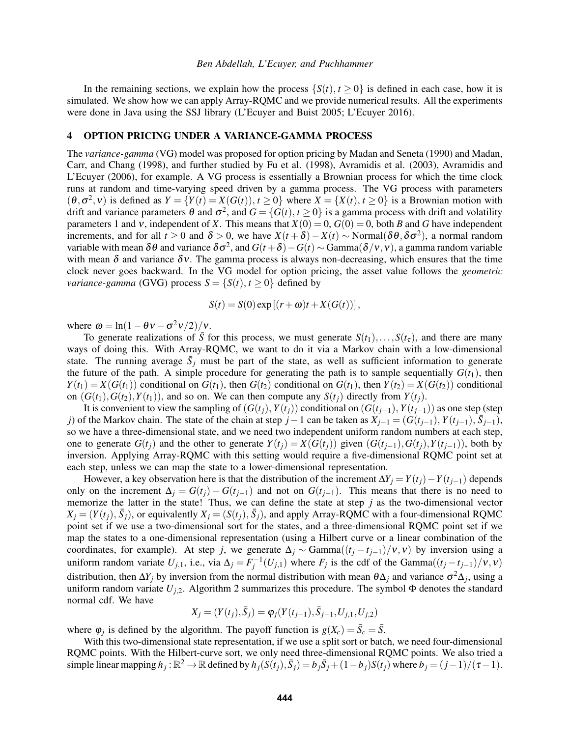In the remaining sections, we explain how the process $\{S(t), t \geq 0\}$ is defined in each case, how it is simulated. We show how we can apply Array-RQMC and we provide numerical results. All the experiments were done in Java using the SSJ library (L'Ecuyer and Buist 2005; L'Ecuyer 2016).

## 4 OPTION PRICING UNDER A VARIANCE-GAMMA PROCESS

The *variance-gamma* (VG) model was proposed for option pricing by Madan and Seneta (1990) and Madan, Carr, and Chang (1998), and further studied by Fu et al. (1998), Avramidis et al. (2003), Avramidis and L'Ecuyer (2006), for example. A VG process is essentially a Brownian process for which the time clock runs at random and time-varying speed driven by a gamma process. The VG process with parameters $(\theta, \sigma^2, \nu)$ is defined as $Y = \{Y(t) = X(G(t)), t \geq 0\}$ where $X = \{X(t), t \geq 0\}$ is a Brownian motion with drift and variance parameters $\theta$ and $\sigma^2$, and $G = \{G(t), t \geq 0\}$ is a gamma process with drift and volatility parameters 1 and $\nu$, independent of $X$. This means that $X(0) = 0$, $G(0) = 0$, both $B$ and $G$ have independent increments, and for all $t \geq 0$ and $\delta > 0$, we have $X(t+\delta) - X(t) \sim \text{Normal}(\delta\theta, \delta\sigma^2)$, a normal random variable with mean $\delta\theta$ and variance $\delta\sigma^2$, and $G(t+\delta) - G(t) \sim \text{Gamma}(\delta/\nu, \nu)$, a gamma random variable with mean $\delta$ and variance $\delta\nu$. The gamma process is always non-decreasing, which ensures that the time clock never goes backward. In the VG model for option pricing, the asset value follows the *geometric variance-gamma* (GVG) process $S = \{S(t), t \geq 0\}$ defined by

$$S(t) = S(0) \exp\left[(r + \omega)t + X(G(t))\right],$$

where $\omega = \ln(1 - \theta\nu - \sigma^2\nu/2)/\nu$.

To generate realizations of $\bar{S}$ for this process, we must generate $S(t_1), \ldots, S(t_\tau)$, and there are many ways of doing this. With Array-RQMC, we want to do it via a Markov chain with a low-dimensional state. The running average $\bar{S}_j$ must be part of the state, as well as sufficient information to generate the future of the path. A simple procedure for generating the path is to sample sequentially $G(t_1)$, then $Y(t_1) = X(G(t_1))$ conditional on $G(t_1)$, then $G(t_2)$ conditional on $G(t_1)$, then $Y(t_2) = X(G(t_2))$ conditional on $(G(t_1), G(t_2), Y(t_1))$, and so on. We can then compute any $S(t_j)$ directly from $Y(t_j)$.

It is convenient to view the sampling of $(G(t_j), Y(t_j))$ conditional on $(G(t_{j-1}), Y(t_{j-1}))$ as one step (step $j$) of the Markov chain. The state of the chain at step $j-1$ can be taken as $X_{j-1} = (G(t_{j-1}), Y(t_{j-1}), \bar{S}_{j-1})$, so we have a three-dimensional state, and we need two independent uniform random numbers at each step, one to generate $G(t_j)$ and the other to generate $Y(t_j) = X(G(t_j))$ given $(G(t_{j-1}), G(t_j), Y(t_{j-1}))$, both by inversion. Applying Array-RQMC with this setting would require a five-dimensional RQMC point set at each step, unless we can map the state to a lower-dimensional representation.

However, a key observation here is that the distribution of the increment $\Delta Y_j = Y(t_j) - Y(t_{j-1})$ depends only on the increment $\Delta_j = G(t_j) - G(t_{j-1})$ and not on $G(t_{j-1})$. This means that there is no need to memorize the latter in the state! Thus, we can define the state at step $j$ as the two-dimensional vector $X_j = (Y(t_j), \bar{S}_j)$, or equivalently $X_j = (S(t_j), \bar{S}_j)$, and apply Array-RQMC with a four-dimensional RQMC point set if we use a two-dimensional sort for the states, and a three-dimensional RQMC point set if we map the states to a one-dimensional representation (using a Hilbert curve or a linear combination of the coordinates, for example). At step $j$, we generate $\Delta_j \sim \text{Gamma}((t_j - t_{j-1})/\nu, \nu)$ by inversion using a uniform random variate $U_{j,1}$, i.e., via $\Delta_j = F_j^{-1}(U_{j,1})$ where $F_j$ is the cdf of the $\text{Gamma}((t_j - t_{j-1})/\nu, \nu)$ distribution, then $\Delta Y_j$ by inversion from the normal distribution with mean $\theta\Delta_j$ and variance $\sigma^2\Delta_j$, using a uniform random variate $U_{j,2}$. Algorithm 2 summarizes this procedure. The symbol $\Phi$ denotes the standard normal cdf. We have

$$X_j = (Y(t_j), \bar{S}_j) = \varphi_j(Y(t_{j-1}), \bar{S}_{j-1}, U_{j,1}, U_{j,2})$$

where $\varphi_j$ is defined by the algorithm. The payoff function is $g(X_c) = \bar{S}_c = \bar{S}$.

With this two-dimensional state representation, if we use a split sort or batch, we need four-dimensional RQMC points. With the Hilbert-curve sort, we only need three-dimensional RQMC points. We also tried a simple linear mapping $h_j : \mathbb{R}^2 \to \mathbb{R}$ defined by $h_j(S(t_j), \bar{S}_j) = b_j\bar{S}_j + (1 - b_j)S(t_j)$ where $b_j = (j-1)/(\tau - 1)$.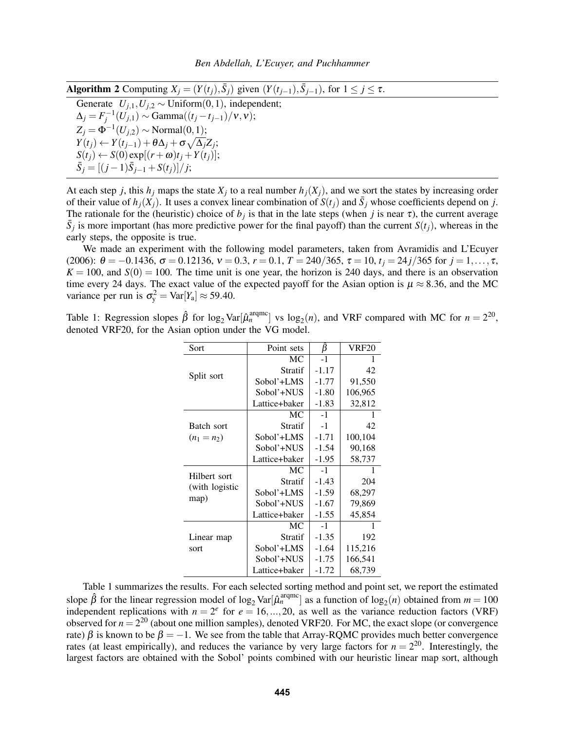**Algorithm 2** Computing $X_j = (Y(t_j), \bar{S}_j)$ given $(Y(t_{j-1}), \bar{S}_{j-1})$, for $1 \le j \le \tau$.

Generate $U_{j,1}, U_{j,2} \sim \text{Uniform}(0,1)$, independent;
$\Delta_j = F_j^{-1}(U_{j,1}) \sim \text{Gamma}((t_j - t_{j-1})/\nu, \nu)$;
$Z_j = \Phi^{-1}(U_{j,2}) \sim \text{Normal}(0,1)$;
$Y(t_j) \leftarrow Y(t_{j-1}) + \theta \Delta_j + \sigma \sqrt{\Delta_j} Z_j$;
$S(t_j) \leftarrow S(0) \exp[(r+\omega)t_j + Y(t_j)]$;
$\bar{S}_j = [(j-1)\bar{S}_{j-1} + S(t_j)]/j$;

At each step $j$, this $h_j$ maps the state $X_j$ to a real number $h_j(X_j)$, and we sort the states by increasing order of their value of $h_j(X_j)$. It uses a convex linear combination of $S(t_j)$ and $\bar{S}_j$ whose coefficients depend on $j$. The rationale for the (heuristic) choice of $b_j$ is that in the late steps (when $j$ is near $\tau$), the current average $\bar{S}_j$ is more important (has more predictive power for the final payoff) than the current $S(t_j)$, whereas in the early steps, the opposite is true.

We made an experiment with the following model parameters, taken from Avramidis and L'Ecuyer (2006): $\theta = -0.1436$, $\sigma = 0.12136$, $\nu = 0.3$, $r = 0.1$, $T = 240/365$, $\tau = 10$, $t_j = 24j/365$ for $j = 1, \ldots, \tau$, $K = 100$, and $S(0) = 100$. The time unit is one year, the horizon is 240 days, and there is an observation time every 24 days. The exact value of the expected payoff for the Asian option is $\mu \approx 8.36$, and the MC variance per run is $\sigma_y^2 = \text{Var}[Y_a] \approx 59.40$.

Table 1: Regression slopes $\hat{\beta}$ for $\log_2 \text{Var}[\hat{\mu}_n^{\text{arqmc}}]$ vs $\log_2(n)$, and VRF compared with MC for $n = 2^{20}$, denoted VRF20, for the Asian option under the VG model.

| Sort | Point sets | $\hat{\beta}$ | VRF20 |
|---|---|---|---|
| Split sort | MC | -1 | 1 |
| | Stratif | -1.17 | 42 |
| | Sobol'+LMS | -1.77 | 91,550 |
| | Sobol'+NUS | -1.80 | 106,965 |
| | Lattice+baker | -1.83 | 32,812 |
| Batch sort ($n_1 = n_2$) | MC | -1 | 1 |
| | Stratif | -1 | 42 |
| | Sobol'+LMS | -1.71 | 100,104 |
| | Sobol'+NUS | -1.54 | 90,168 |
| | Lattice+baker | -1.95 | 58,737 |
| Hilbert sort (with logistic map) | MC | -1 | 1 |
| | Stratif | -1.43 | 204 |
| | Sobol'+LMS | -1.59 | 68,297 |
| | Sobol'+NUS | -1.67 | 79,869 |
| | Lattice+baker | -1.55 | 45,854 |
| Linear map sort | MC | -1 | 1 |
| | Stratif | -1.35 | 192 |
| | Sobol'+LMS | -1.64 | 115,216 |
| | Sobol'+NUS | -1.75 | 166,541 |
| | Lattice+baker | -1.72 | 68,739 |

Table 1 summarizes the results. For each selected sorting method and point set, we report the estimated slope $\hat{\beta}$ for the linear regression model of $\log_2 \text{Var}[\hat{\mu}_n^{\text{arqmc}}]$ as a function of $\log_2(n)$ obtained from $m = 100$ independent replications with $n = 2^e$ for $e = 16, \ldots, 20$, as well as the variance reduction factors (VRF) observed for $n = 2^{20}$ (about one million samples), denoted VRF20. For MC, the exact slope (or convergence rate) $\beta$ is known to be $\beta = -1$. We see from the table that Array-RQMC provides much better convergence rates (at least empirically), and reduces the variance by very large factors for $n = 2^{20}$. Interestingly, the largest factors are obtained with the Sobol' points combined with our heuristic linear map sort, although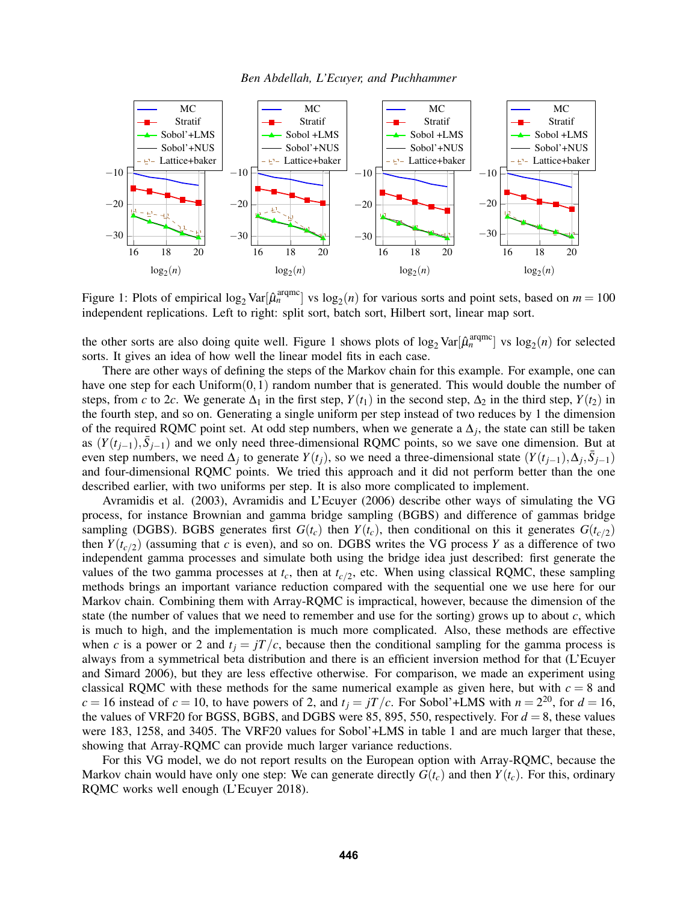Figure 1: Plots of empirical $\log_2 \mathrm{Var}[\hat{\mu}_n^{\mathrm{arqmc}}]$ vs $\log_2(n)$ for various sorts and point sets, based on $m = 100$ independent replications. Left to right: split sort, batch sort, Hilbert sort, linear map sort.

the other sorts are also doing quite well. Figure 1 shows plots of $\log_2 \mathrm{Var}[\hat{\mu}_n^{\mathrm{arqmc}}]$ vs $\log_2(n)$ for selected sorts. It gives an idea of how well the linear model fits in each case.

There are other ways of defining the steps of the Markov chain for this example. For example, one can have one step for each Uniform$(0,1)$ random number that is generated. This would double the number of steps, from $c$ to $2c$. We generate $\Delta_1$ in the first step, $Y(t_1)$ in the second step, $\Delta_2$ in the third step, $Y(t_2)$ in the fourth step, and so on. Generating a single uniform per step instead of two reduces by 1 the dimension of the required RQMC point set. At odd step numbers, when we generate a $\Delta_j$, the state can still be taken as $(Y(t_{j-1}), \bar{S}_{j-1})$ and we only need three-dimensional RQMC points, so we save one dimension. But at even step numbers, we need $\Delta_j$ to generate $Y(t_j)$, so we need a three-dimensional state $(Y(t_{j-1}), \Delta_j, \bar{S}_{j-1})$ and four-dimensional RQMC points. We tried this approach and it did not perform better than the one described earlier, with two uniforms per step. It is also more complicated to implement.

Avramidis et al. (2003), Avramidis and L'Ecuyer (2006) describe other ways of simulating the VG process, for instance Brownian and gamma bridge sampling (BGBS) and difference of gammas bridge sampling (DGBS). BGBS generates first $G(t_c)$ then $Y(t_c)$, then conditional on this it generates $G(t_{c/2})$ then $Y(t_{c/2})$ (assuming that $c$ is even), and so on. DGBS writes the VG process $Y$ as a difference of two independent gamma processes and simulate both using the bridge idea just described: first generate the values of the two gamma processes at $t_c$, then at $t_{c/2}$, etc. When using classical RQMC, these sampling methods brings an important variance reduction compared with the sequential one we use here for our Markov chain. Combining them with Array-RQMC is impractical, however, because the dimension of the state (the number of values that we need to remember and use for the sorting) grows up to about $c$, which is much to high, and the implementation is much more complicated. Also, these methods are effective when $c$ is a power or 2 and $t_j = jT/c$, because then the conditional sampling for the gamma process is always from a symmetrical beta distribution and there is an efficient inversion method for that (L'Ecuyer and Simard 2006), but they are less effective otherwise. For comparison, we made an experiment using classical RQMC with these methods for the same numerical example as given here, but with $c = 8$ and $c = 16$ instead of $c = 10$, to have powers of 2, and $t_j = jT/c$. For Sobol'+LMS with $n = 2^{20}$, for $d = 16$, the values of VRF20 for BGSS, BGBS, and DGBS were 85, 895, 550, respectively. For $d = 8$, these values were 183, 1258, and 3405. The VRF20 values for Sobol'+LMS in table 1 and are much larger that these, showing that Array-RQMC can provide much larger variance reductions.

For this VG model, we do not report results on the European option with Array-RQMC, because the Markov chain would have only one step: We can generate directly $G(t_c)$ and then $Y(t_c)$. For this, ordinary RQMC works well enough (L'Ecuyer 2018).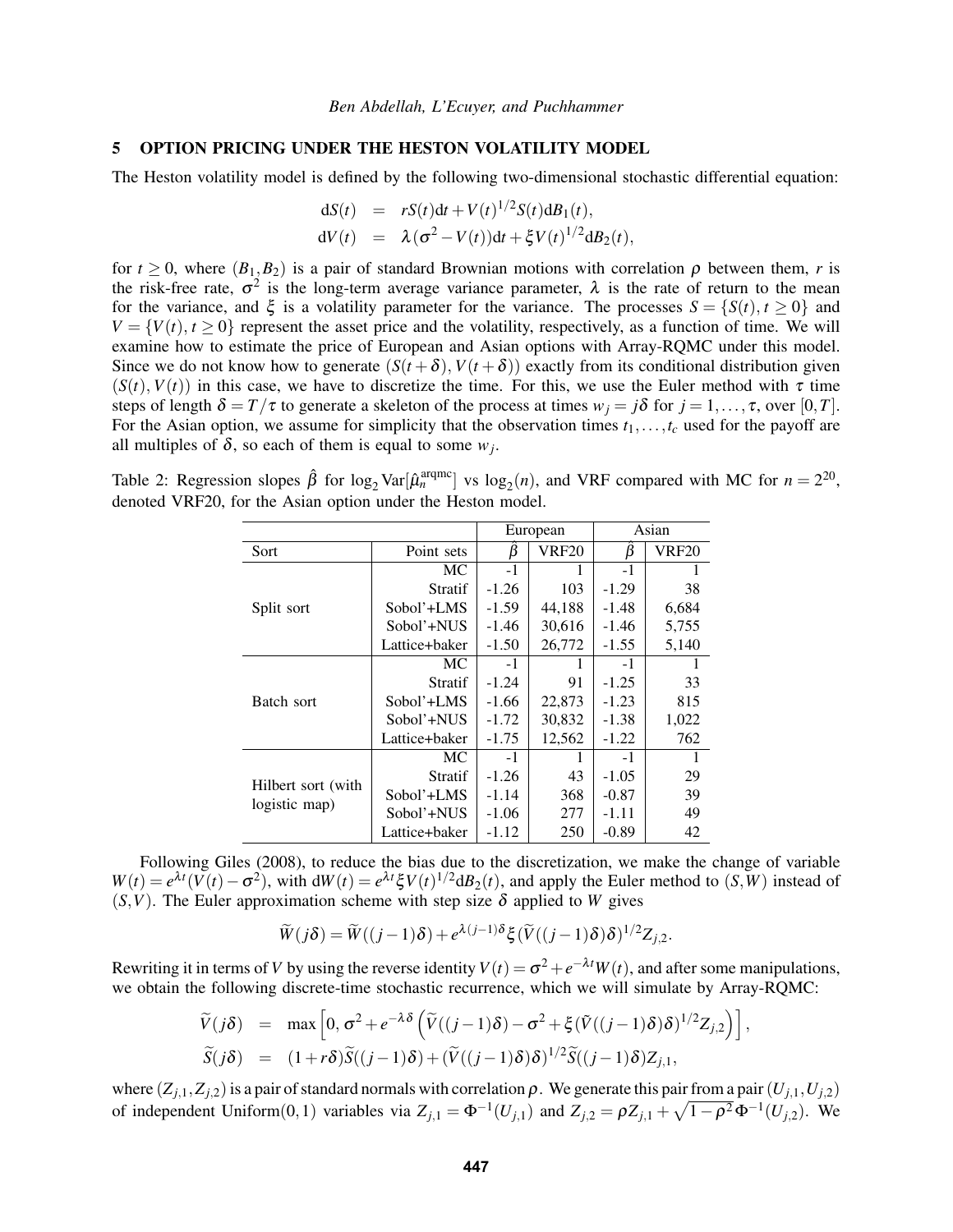## 5 OPTION PRICING UNDER THE HESTON VOLATILITY MODEL

The Heston volatility model is defined by the following two-dimensional stochastic differential equation:

$$
\begin{aligned}
\mathrm{d}S(t) &= rS(t)\mathrm{d}t + V(t)^{1/2}S(t)\mathrm{d}B_1(t), \\
\mathrm{d}V(t) &= \lambda(\sigma^2 - V(t))\mathrm{d}t + \xi V(t)^{1/2}\mathrm{d}B_2(t),
\end{aligned}
$$

for $t \geq 0$, where $(B_1, B_2)$ is a pair of standard Brownian motions with correlation $\rho$ between them, $r$ is the risk-free rate, $\sigma^2$ is the long-term average variance parameter, $\lambda$ is the rate of return to the mean for the variance, and $\xi$ is a volatility parameter for the variance. The processes $S = \{S(t), t \geq 0\}$ and $V = \{V(t), t \geq 0\}$ represent the asset price and the volatility, respectively, as a function of time. We will examine how to estimate the price of European and Asian options with Array-RQMC under this model. Since we do not know how to generate $(S(t+\delta), V(t+\delta))$ exactly from its conditional distribution given $(S(t), V(t))$ in this case, we have to discretize the time. For this, we use the Euler method with $\tau$ time steps of length $\delta = T/\tau$ to generate a skeleton of the process at times $w_j = j\delta$ for $j = 1, \ldots, \tau$, over $[0, T]$. For the Asian option, we assume for simplicity that the observation times $t_1, \ldots, t_c$ used for the payoff are all multiples of $\delta$, so each of them is equal to some $w_j$.

Table 2: Regression slopes $\hat{\beta}$ for $\log_2 \mathrm{Var}[\hat{\mu}_n^{\mathrm{arqmc}}]$ vs $\log_2(n)$, and VRF compared with MC for $n = 2^{20}$, denoted VRF20, for the Asian option under the Heston model.

| | | European | | Asian | |
|---|---|---|---|---|---|
| Sort | Point sets | $\hat{\beta}$ | VRF20 | $\hat{\beta}$ | VRF20 |
| Split sort | MC | -1 | 1 | -1 | 1 |
| | Stratif | -1.26 | 103 | -1.29 | 38 |
| | Sobol'+LMS | -1.59 | 44,188 | -1.48 | 6,684 |
| | Sobol'+NUS | -1.46 | 30,616 | -1.46 | 5,755 |
| | Lattice+baker | -1.50 | 26,772 | -1.55 | 5,140 |
| Batch sort | MC | -1 | 1 | -1 | 1 |
| | Stratif | -1.24 | 91 | -1.25 | 33 |
| | Sobol'+LMS | -1.66 | 22,873 | -1.23 | 815 |
| | Sobol'+NUS | -1.72 | 30,832 | -1.38 | 1,022 |
| | Lattice+baker | -1.75 | 12,562 | -1.22 | 762 |
| Hilbert sort (with logistic map) | MC | -1 | 1 | -1 | 1 |
| | Stratif | -1.26 | 43 | -1.05 | 29 |
| | Sobol'+LMS | -1.14 | 368 | -0.87 | 39 |
| | Sobol'+NUS | -1.06 | 277 | -1.11 | 49 |
| | Lattice+baker | -1.12 | 250 | -0.89 | 42 |

Following Giles (2008), to reduce the bias due to the discretization, we make the change of variable $W(t) = e^{\lambda t}(V(t) - \sigma^2)$, with $\mathrm{d}W(t) = e^{\lambda t}\xi V(t)^{1/2}\mathrm{d}B_2(t)$, and apply the Euler method to $(S, W)$ instead of $(S, V)$. The Euler approximation scheme with step size $\delta$ applied to $W$ gives

$$
\widetilde{W}(j\delta) = \widetilde{W}((j-1)\delta) + e^{\lambda(j-1)\delta}\xi(\widetilde{V}((j-1)\delta)\delta)^{1/2}Z_{j,2}.
$$

Rewriting it in terms of $V$ by using the reverse identity $V(t) = \sigma^2 + e^{-\lambda t}W(t)$, and after some manipulations, we obtain the following discrete-time stochastic recurrence, which we will simulate by Array-RQMC:

$$
\begin{aligned}
\widetilde{V}(j\delta) &= \max\left[0, \sigma^2 + e^{-\lambda\delta}\left(\widetilde{V}((j-1)\delta) - \sigma^2 + \xi(\widetilde{V}((j-1)\delta)\delta)^{1/2}Z_{j,2}\right)\right], \\
\widetilde{S}(j\delta) &= (1 + r\delta)\widetilde{S}((j-1)\delta) + (\widetilde{V}((j-1)\delta)\delta)^{1/2}\widetilde{S}((j-1)\delta)Z_{j,1},
\end{aligned}
$$

where $(Z_{j,1}, Z_{j,2})$ is a pair of standard normals with correlation $\rho$. We generate this pair from a pair $(U_{j,1}, U_{j,2})$ of independent Uniform$(0,1)$ variables via $Z_{j,1} = \Phi^{-1}(U_{j,1})$ and $Z_{j,2} = \rho Z_{j,1} + \sqrt{1-\rho^2}\,\Phi^{-1}(U_{j,2})$. We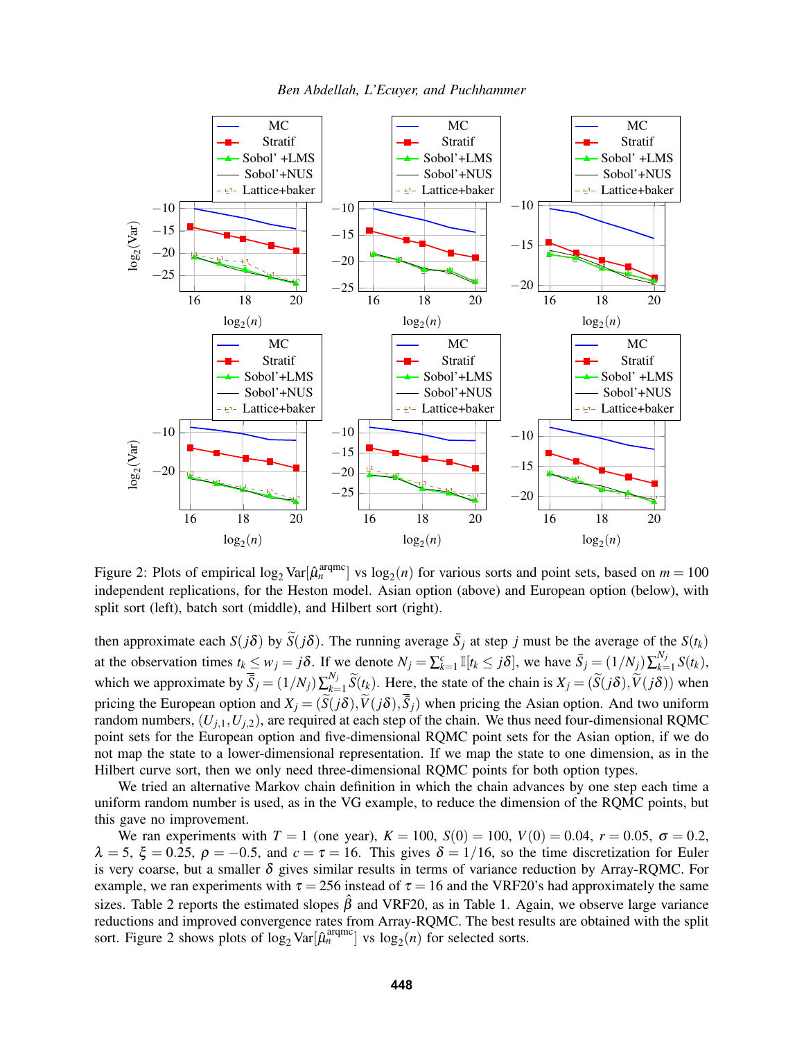Figure 2: Plots of empirical $\log_2 \text{Var}[\hat{\mu}_n^{\text{arqmc}}]$ vs $\log_2(n)$ for various sorts and point sets, based on $m = 100$ independent replications, for the Heston model. Asian option (above) and European option (below), with split sort (left), batch sort (middle), and Hilbert sort (right).

then approximate each $S(j\delta)$ by $\widetilde{S}(j\delta)$. The running average $\bar{S}_j$ at step $j$ must be the average of the $S(t_k)$ at the observation times $t_k \le w_j = j\delta$. If we denote $N_j = \sum_{k=1}^{c} \mathbb{I}[t_k \le j\delta]$, we have $\bar{S}_j = (1/N_j)\sum_{k=1}^{N_j} S(t_k)$, which we approximate by $\bar{\widetilde{S}}_j = (1/N_j)\sum_{k=1}^{N_j} \widetilde{S}(t_k)$. Here, the state of the chain is $X_j = (\widetilde{S}(j\delta), \widetilde{V}(j\delta))$ when pricing the European option and $X_j = (\widetilde{S}(j\delta), \widetilde{V}(j\delta), \bar{\widetilde{S}}_j)$ when pricing the Asian option. And two uniform random numbers, $(U_{j,1}, U_{j,2})$, are required at each step of the chain. We thus need four-dimensional RQMC point sets for the European option and five-dimensional RQMC point sets for the Asian option, if we do not map the state to a lower-dimensional representation. If we map the state to one dimension, as in the Hilbert curve sort, then we only need three-dimensional RQMC points for both option types.

We tried an alternative Markov chain definition in which the chain advances by one step each time a uniform random number is used, as in the VG example, to reduce the dimension of the RQMC points, but this gave no improvement.

We ran experiments with $T = 1$ (one year), $K = 100$, $S(0) = 100$, $V(0) = 0.04$, $r = 0.05$, $\sigma = 0.2$, $\lambda = 5$, $\xi = 0.25$, $\rho = -0.5$, and $c = \tau = 16$. This gives $\delta = 1/16$, so the time discretization for Euler is very coarse, but a smaller $\delta$ gives similar results in terms of variance reduction by Array-RQMC. For example, we ran experiments with $\tau = 256$ instead of $\tau = 16$ and the VRF20's had approximately the same sizes. Table 2 reports the estimated slopes $\hat{\beta}$ and VRF20, as in Table 1. Again, we observe large variance reductions and improved convergence rates from Array-RQMC. The best results are obtained with the split sort. Figure 2 shows plots of $\log_2 \text{Var}[\hat{\mu}_n^{\text{arqmc}}]$ vs $\log_2(n)$ for selected sorts.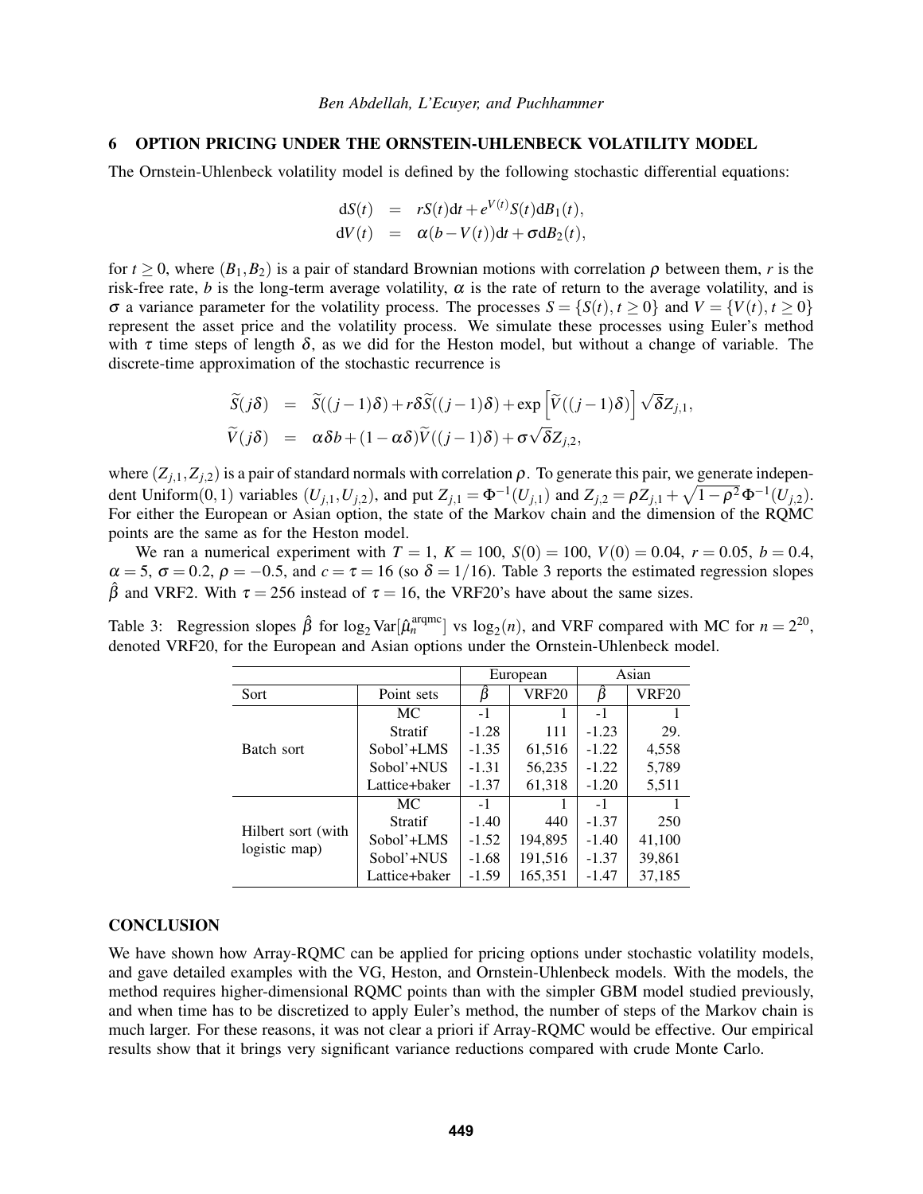## 6 OPTION PRICING UNDER THE ORNSTEIN-UHLENBECK VOLATILITY MODEL

The Ornstein-Uhlenbeck volatility model is defined by the following stochastic differential equations:

$$
\begin{aligned}
\mathrm{d}S(t) &= rS(t)\mathrm{d}t + e^{V(t)}S(t)\mathrm{d}B_1(t), \\
\mathrm{d}V(t) &= \alpha(b - V(t))\mathrm{d}t + \sigma \mathrm{d}B_2(t),
\end{aligned}
$$

for $t \geq 0$, where $(B_1, B_2)$ is a pair of standard Brownian motions with correlation $\rho$ between them, $r$ is the risk-free rate, $b$ is the long-term average volatility, $\alpha$ is the rate of return to the average volatility, and is $\sigma$ a variance parameter for the volatility process. The processes $S = \{S(t), t \geq 0\}$ and $V = \{V(t), t \geq 0\}$ represent the asset price and the volatility process. We simulate these processes using Euler's method with $\tau$ time steps of length $\delta$, as we did for the Heston model, but without a change of variable. The discrete-time approximation of the stochastic recurrence is

$$
\begin{aligned}
\widetilde{S}(j\delta) &= \widetilde{S}((j-1)\delta) + r\delta\widetilde{S}((j-1)\delta) + \exp\left[\widetilde{V}((j-1)\delta)\right]\sqrt{\delta}Z_{j,1}, \\
\widetilde{V}(j\delta) &= \alpha\delta b + (1-\alpha\delta)\widetilde{V}((j-1)\delta) + \sigma\sqrt{\delta}Z_{j,2},
\end{aligned}
$$

where $(Z_{j,1}, Z_{j,2})$ is a pair of standard normals with correlation $\rho$. To generate this pair, we generate independent Uniform$(0,1)$ variables $(U_{j,1}, U_{j,2})$, and put $Z_{j,1} = \Phi^{-1}(U_{j,1})$ and $Z_{j,2} = \rho Z_{j,1} + \sqrt{1-\rho^2}\,\Phi^{-1}(U_{j,2})$. For either the European or Asian option, the state of the Markov chain and the dimension of the RQMC points are the same as for the Heston model.

We ran a numerical experiment with $T = 1$, $K = 100$, $S(0) = 100$, $V(0) = 0.04$, $r = 0.05$, $b = 0.4$, $\alpha = 5$, $\sigma = 0.2$, $\rho = -0.5$, and $c = \tau = 16$ (so $\delta = 1/16$). Table 3 reports the estimated regression slopes $\hat{\beta}$ and VRF2. With $\tau = 256$ instead of $\tau = 16$, the VRF20's have about the same sizes.

Table 3: Regression slopes $\hat{\beta}$ for $\log_2 \mathrm{Var}[\hat{\mu}_n^{\mathrm{arqmc}}]$ vs $\log_2(n)$, and VRF compared with MC for $n = 2^{20}$, denoted VRF20, for the European and Asian options under the Ornstein-Uhlenbeck model.

| | | European | | Asian | |
|---|---|---|---|---|---|
| Sort | Point sets | $\hat{\beta}$ | VRF20 | $\hat{\beta}$ | VRF20 |
| Batch sort | MC | -1 | 1 | -1 | 1 |
| | Stratif | -1.28 | 111 | -1.23 | 29. |
| | Sobol'+LMS | -1.35 | 61,516 | -1.22 | 4,558 |
| | Sobol'+NUS | -1.31 | 56,235 | -1.22 | 5,789 |
| | Lattice+baker | -1.37 | 61,318 | -1.20 | 5,511 |
| Hilbert sort (with logistic map) | MC | -1 | 1 | -1 | 1 |
| | Stratif | -1.40 | 440 | -1.37 | 250 |
| | Sobol'+LMS | -1.52 | 194,895 | -1.40 | 41,100 |
| | Sobol'+NUS | -1.68 | 191,516 | -1.37 | 39,861 |
| | Lattice+baker | -1.59 | 165,351 | -1.47 | 37,185 |

## CONCLUSION

We have shown how Array-RQMC can be applied for pricing options under stochastic volatility models, and gave detailed examples with the VG, Heston, and Ornstein-Uhlenbeck models. With the models, the method requires higher-dimensional RQMC points than with the simpler GBM model studied previously, and when time has to be discretized to apply Euler's method, the number of steps of the Markov chain is much larger. For these reasons, it was not clear a priori if Array-RQMC would be effective. Our empirical results show that it brings very significant variance reductions compared with crude Monte Carlo.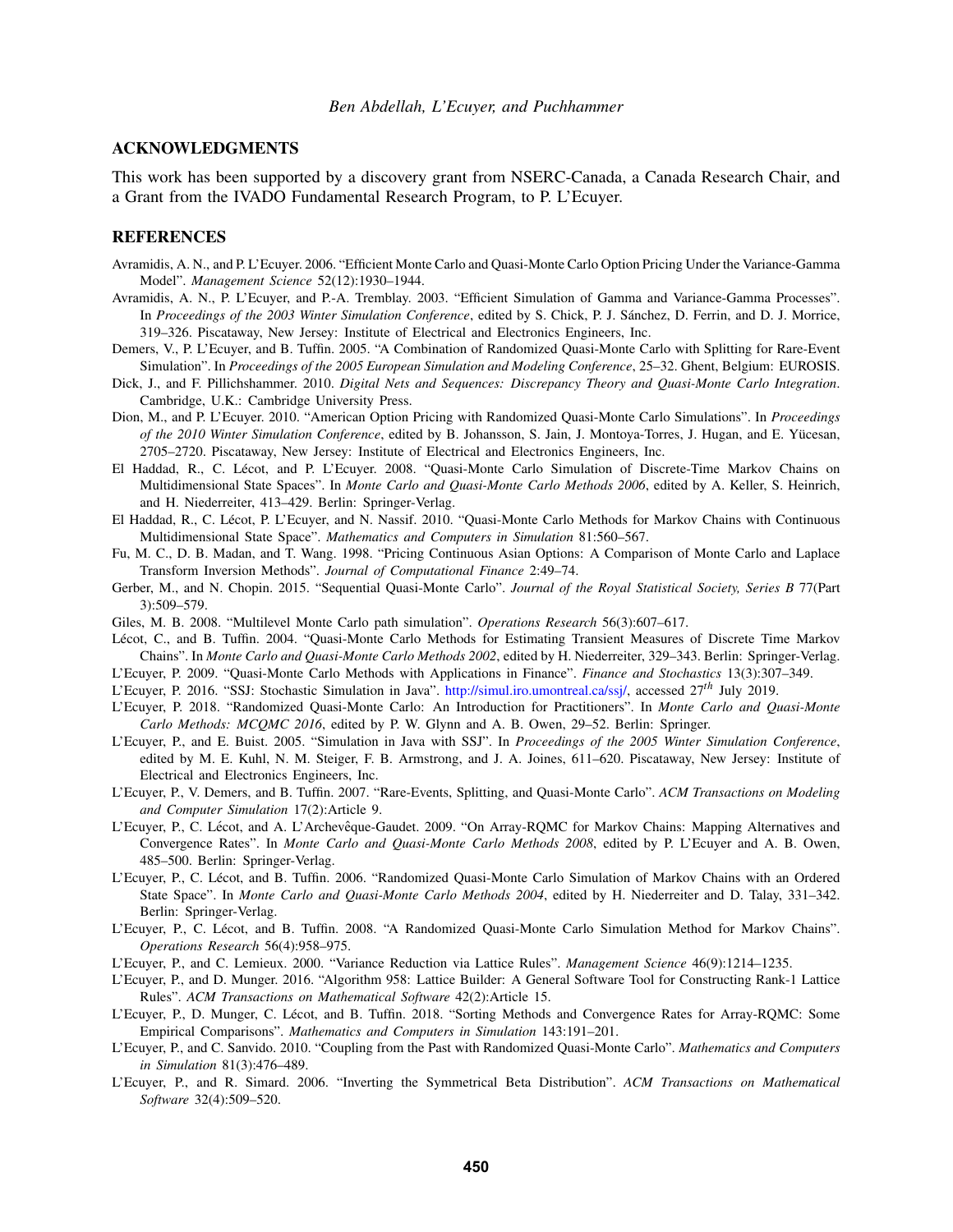## ACKNOWLEDGMENTS

This work has been supported by a discovery grant from NSERC-Canada, a Canada Research Chair, and a Grant from the IVADO Fundamental Research Program, to P. L'Ecuyer.

## REFERENCES

Avramidis, A. N., and P. L'Ecuyer. 2006. "Efficient Monte Carlo and Quasi-Monte Carlo Option Pricing Under the Variance-Gamma Model". *Management Science* 52(12):1930–1944.

Avramidis, A. N., P. L'Ecuyer, and P.-A. Tremblay. 2003. "Efficient Simulation of Gamma and Variance-Gamma Processes". In *Proceedings of the 2003 Winter Simulation Conference*, edited by S. Chick, P. J. Sánchez, D. Ferrin, and D. J. Morrice, 319–326. Piscataway, New Jersey: Institute of Electrical and Electronics Engineers, Inc.

Demers, V., P. L'Ecuyer, and B. Tuffin. 2005. "A Combination of Randomized Quasi-Monte Carlo with Splitting for Rare-Event Simulation". In *Proceedings of the 2005 European Simulation and Modeling Conference*, 25–32. Ghent, Belgium: EUROSIS.

Dick, J., and F. Pillichshammer. 2010. *Digital Nets and Sequences: Discrepancy Theory and Quasi-Monte Carlo Integration*. Cambridge, U.K.: Cambridge University Press.

Dion, M., and P. L'Ecuyer. 2010. "American Option Pricing with Randomized Quasi-Monte Carlo Simulations". In *Proceedings of the 2010 Winter Simulation Conference*, edited by B. Johansson, S. Jain, J. Montoya-Torres, J. Hugan, and E. Yücesan, 2705–2720. Piscataway, New Jersey: Institute of Electrical and Electronics Engineers, Inc.

El Haddad, R., C. Lécot, and P. L'Ecuyer. 2008. "Quasi-Monte Carlo Simulation of Discrete-Time Markov Chains on Multidimensional State Spaces". In *Monte Carlo and Quasi-Monte Carlo Methods 2006*, edited by A. Keller, S. Heinrich, and H. Niederreiter, 413–429. Berlin: Springer-Verlag.

El Haddad, R., C. Lécot, P. L'Ecuyer, and N. Nassif. 2010. "Quasi-Monte Carlo Methods for Markov Chains with Continuous Multidimensional State Space". *Mathematics and Computers in Simulation* 81:560–567.

Fu, M. C., D. B. Madan, and T. Wang. 1998. "Pricing Continuous Asian Options: A Comparison of Monte Carlo and Laplace Transform Inversion Methods". *Journal of Computational Finance* 2:49–74.

Gerber, M., and N. Chopin. 2015. "Sequential Quasi-Monte Carlo". *Journal of the Royal Statistical Society, Series B* 77(Part 3):509–579.

Giles, M. B. 2008. "Multilevel Monte Carlo path simulation". *Operations Research* 56(3):607–617.

Lécot, C., and B. Tuffin. 2004. "Quasi-Monte Carlo Methods for Estimating Transient Measures of Discrete Time Markov Chains". In *Monte Carlo and Quasi-Monte Carlo Methods 2002*, edited by H. Niederreiter, 329–343. Berlin: Springer-Verlag.

L'Ecuyer, P. 2009. "Quasi-Monte Carlo Methods with Applications in Finance". *Finance and Stochastics* 13(3):307–349.

L'Ecuyer, P. 2016. "SSJ: Stochastic Simulation in Java". http://simul.iro.umontreal.ca/ssj/, accessed 27$^{th}$ July 2019.

L'Ecuyer, P. 2018. "Randomized Quasi-Monte Carlo: An Introduction for Practitioners". In *Monte Carlo and Quasi-Monte Carlo Methods: MCQMC 2016*, edited by P. W. Glynn and A. B. Owen, 29–52. Berlin: Springer.

L'Ecuyer, P., and E. Buist. 2005. "Simulation in Java with SSJ". In *Proceedings of the 2005 Winter Simulation Conference*, edited by M. E. Kuhl, N. M. Steiger, F. B. Armstrong, and J. A. Joines, 611–620. Piscataway, New Jersey: Institute of Electrical and Electronics Engineers, Inc.

L'Ecuyer, P., V. Demers, and B. Tuffin. 2007. "Rare-Events, Splitting, and Quasi-Monte Carlo". *ACM Transactions on Modeling and Computer Simulation* 17(2):Article 9.

L'Ecuyer, P., C. Lécot, and A. L'Archevêque-Gaudet. 2009. "On Array-RQMC for Markov Chains: Mapping Alternatives and Convergence Rates". In *Monte Carlo and Quasi-Monte Carlo Methods 2008*, edited by P. L'Ecuyer and A. B. Owen, 485–500. Berlin: Springer-Verlag.

L'Ecuyer, P., C. Lécot, and B. Tuffin. 2006. "Randomized Quasi-Monte Carlo Simulation of Markov Chains with an Ordered State Space". In *Monte Carlo and Quasi-Monte Carlo Methods 2004*, edited by H. Niederreiter and D. Talay, 331–342. Berlin: Springer-Verlag.

L'Ecuyer, P., C. Lécot, and B. Tuffin. 2008. "A Randomized Quasi-Monte Carlo Simulation Method for Markov Chains". *Operations Research* 56(4):958–975.

L'Ecuyer, P., and C. Lemieux. 2000. "Variance Reduction via Lattice Rules". *Management Science* 46(9):1214–1235.

L'Ecuyer, P., and D. Munger. 2016. "Algorithm 958: Lattice Builder: A General Software Tool for Constructing Rank-1 Lattice Rules". *ACM Transactions on Mathematical Software* 42(2):Article 15.

L'Ecuyer, P., D. Munger, C. Lécot, and B. Tuffin. 2018. "Sorting Methods and Convergence Rates for Array-RQMC: Some Empirical Comparisons". *Mathematics and Computers in Simulation* 143:191–201.

L'Ecuyer, P., and C. Sanvido. 2010. "Coupling from the Past with Randomized Quasi-Monte Carlo". *Mathematics and Computers in Simulation* 81(3):476–489.

L'Ecuyer, P., and R. Simard. 2006. "Inverting the Symmetrical Beta Distribution". *ACM Transactions on Mathematical Software* 32(4):509–520.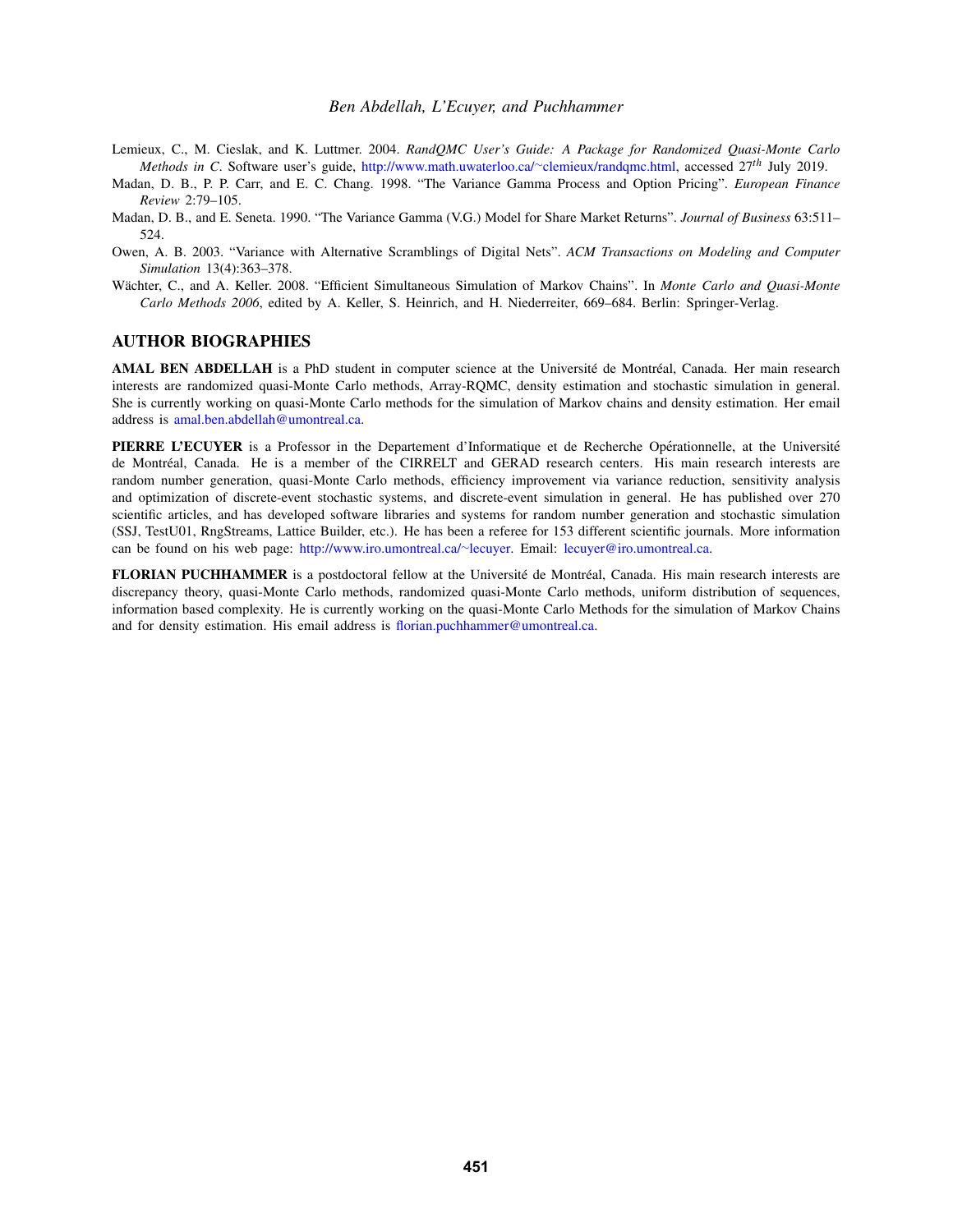Lemieux, C., M. Cieslak, and K. Luttmer. 2004. *RandQMC User's Guide: A Package for Randomized Quasi-Monte Carlo Methods in C*. Software user's guide, http://www.math.uwaterloo.ca/~clemieux/randqmc.html, accessed 27$^{th}$ July 2019.

Madan, D. B., P. P. Carr, and E. C. Chang. 1998. "The Variance Gamma Process and Option Pricing". *European Finance Review* 2:79–105.

Madan, D. B., and E. Seneta. 1990. "The Variance Gamma (V.G.) Model for Share Market Returns". *Journal of Business* 63:511–524.

Owen, A. B. 2003. "Variance with Alternative Scramblings of Digital Nets". *ACM Transactions on Modeling and Computer Simulation* 13(4):363–378.

Wächter, C., and A. Keller. 2008. "Efficient Simultaneous Simulation of Markov Chains". In *Monte Carlo and Quasi-Monte Carlo Methods 2006*, edited by A. Keller, S. Heinrich, and H. Niederreiter, 669–684. Berlin: Springer-Verlag.

## AUTHOR BIOGRAPHIES

**AMAL BEN ABDELLAH** is a PhD student in computer science at the Université de Montréal, Canada. Her main research interests are randomized quasi-Monte Carlo methods, Array-RQMC, density estimation and stochastic simulation in general. She is currently working on quasi-Monte Carlo methods for the simulation of Markov chains and density estimation. Her email address is amal.ben.abdellah@umontreal.ca.

**PIERRE L'ECUYER** is a Professor in the Departement d'Informatique et de Recherche Opérationnelle, at the Université de Montréal, Canada. He is a member of the CIRRELT and GERAD research centers. His main research interests are random number generation, quasi-Monte Carlo methods, efficiency improvement via variance reduction, sensitivity analysis and optimization of discrete-event stochastic systems, and discrete-event simulation in general. He has published over 270 scientific articles, and has developed software libraries and systems for random number generation and stochastic simulation (SSJ, TestU01, RngStreams, Lattice Builder, etc.). He has been a referee for 153 different scientific journals. More information can be found on his web page: http://www.iro.umontreal.ca/~lecuyer. Email: lecuyer@iro.umontreal.ca.

**FLORIAN PUCHHAMMER** is a postdoctoral fellow at the Université de Montréal, Canada. His main research interests are discrepancy theory, quasi-Monte Carlo methods, randomized quasi-Monte Carlo methods, uniform distribution of sequences, information based complexity. He is currently working on the quasi-Monte Carlo Methods for the simulation of Markov Chains and for density estimation. His email address is florian.puchhammer@umontreal.ca.